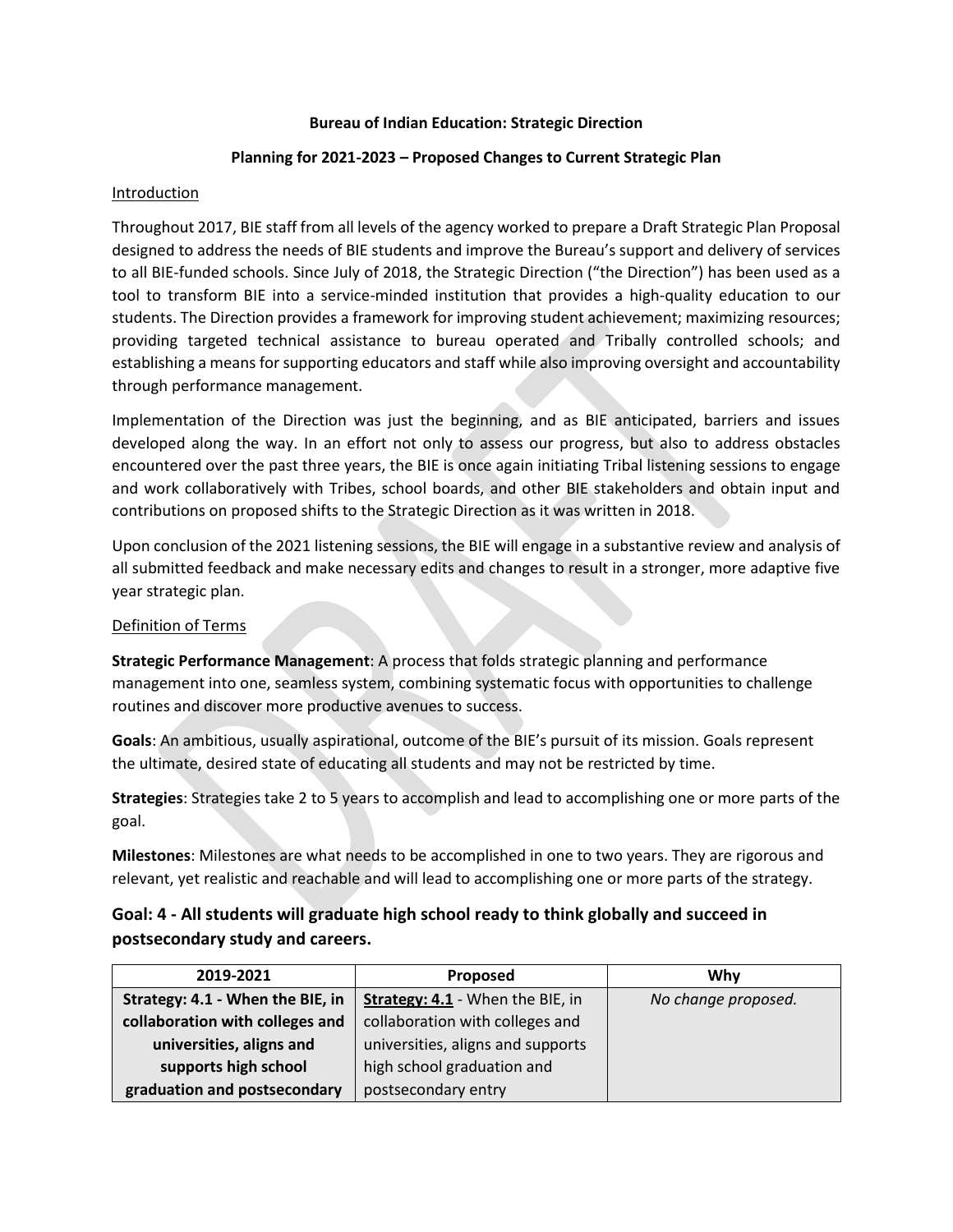**Bureau of Indian Education: Strategic Direction**

**Planning for 2021-2023 – Proposed Changes to Current Strategic Plan**

## Introduction

Throughout 2017, BIE staff from all levels of the agency worked to prepare a Draft Strategic Plan Proposal designed to address the needs of BIE students and improve the Bureau's support and delivery of services to all BIE-funded schools. Since July of 2018, the Strategic Direction ("the Direction") has been used as a tool to transform BIE into a service-minded institution that provides a high-quality education to our students. The Direction provides a framework for improving student achievement; maximizing resources; providing targeted technical assistance to bureau operated and Tribally controlled schools; and establishing a means for supporting educators and staff while also improving oversight and accountability through performance management.

Implementation of the Direction was just the beginning, and as BIE anticipated, barriers and issues developed along the way. In an effort not only to assess our progress, but also to address obstacles encountered over the past three years, the BIE is once again initiating Tribal listening sessions to engage and work collaboratively with Tribes, school boards, and other BIE stakeholders and obtain input and contributions on proposed shifts to the Strategic Direction as it was written in 2018.

Upon conclusion of the 2021 listening sessions, the BIE will engage in a substantive review and analysis of all submitted feedback and make necessary edits and changes to result in a stronger, more adaptive five year strategic plan.

## Definition of Terms

**Strategic Performance Management**: A process that folds strategic planning and performance management into one, seamless system, combining systematic focus with opportunities to challenge routines and discover more productive avenues to success.

**Goals**: An ambitious, usually aspirational, outcome of the BIE's pursuit of its mission. Goals represent the ultimate, desired state of educating all students and may not be restricted by time.

**Strategies**: Strategies take 2 to 5 years to accomplish and lead to accomplishing one or more parts of the goal.

**Milestones**: Milestones are what needs to be accomplished in one to two years. They are rigorous and relevant, yet realistic and reachable and will lead to accomplishing one or more parts of the strategy.

## Goal: 4 - All students will graduate high school ready to think globally and succeed in postsecondary study and careers.

| 2019-2021 | Proposed | Why |
|---|---|---|
| **Strategy: 4.1 - When the BIE, in collaboration with colleges and universities, aligns and supports high school graduation and postsecondary** | **Strategy: 4.1** - When the BIE, in collaboration with colleges and universities, aligns and supports high school graduation and postsecondary entry | *No change proposed.* |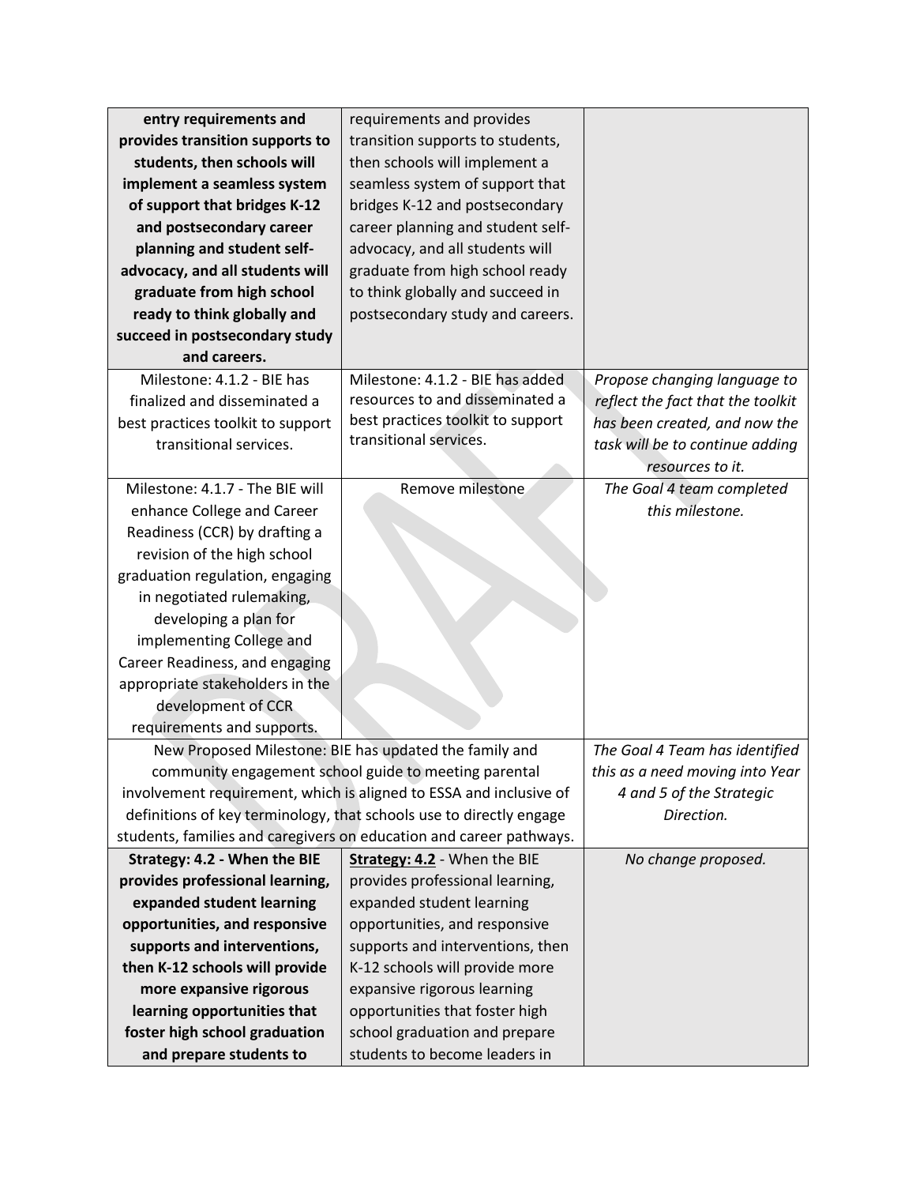| | | |
|---|---|---|
| **entry requirements and provides transition supports to students, then schools will implement a seamless system of support that bridges K-12 and postsecondary career planning and student self-advocacy, and all students will graduate from high school ready to think globally and succeed in postsecondary study and careers.** | requirements and provides transition supports to students, then schools will implement a seamless system of support that bridges K-12 and postsecondary career planning and student self-advocacy, and all students will graduate from high school ready to think globally and succeed in postsecondary study and careers. | |
| Milestone: 4.1.2 - BIE has finalized and disseminated a best practices toolkit to support transitional services. | Milestone: 4.1.2 - BIE has added resources to and disseminated a best practices toolkit to support transitional services. | *Propose changing language to reflect the fact that the toolkit has been created, and now the task will be to continue adding resources to it.* |
| Milestone: 4.1.7 - The BIE will enhance College and Career Readiness (CCR) by drafting a revision of the high school graduation regulation, engaging in negotiated rulemaking, developing a plan for implementing College and Career Readiness, and engaging appropriate stakeholders in the development of CCR requirements and supports. | Remove milestone | *The Goal 4 team completed this milestone.* |
| New Proposed Milestone: BIE has updated the family and community engagement school guide to meeting parental involvement requirement, which is aligned to ESSA and inclusive of definitions of key terminology, that schools use to directly engage students, families and caregivers on education and career pathways. | | *The Goal 4 Team has identified this as a need moving into Year 4 and 5 of the Strategic Direction.* |
| **Strategy: 4.2 - When the BIE provides professional learning, expanded student learning opportunities, and responsive supports and interventions, then K-12 schools will provide more expansive rigorous learning opportunities that foster high school graduation and prepare students to** | **Strategy: 4.2** - When the BIE provides professional learning, expanded student learning opportunities, and responsive supports and interventions, then K-12 schools will provide more expansive rigorous learning opportunities that foster high school graduation and prepare students to become leaders in | *No change proposed.* |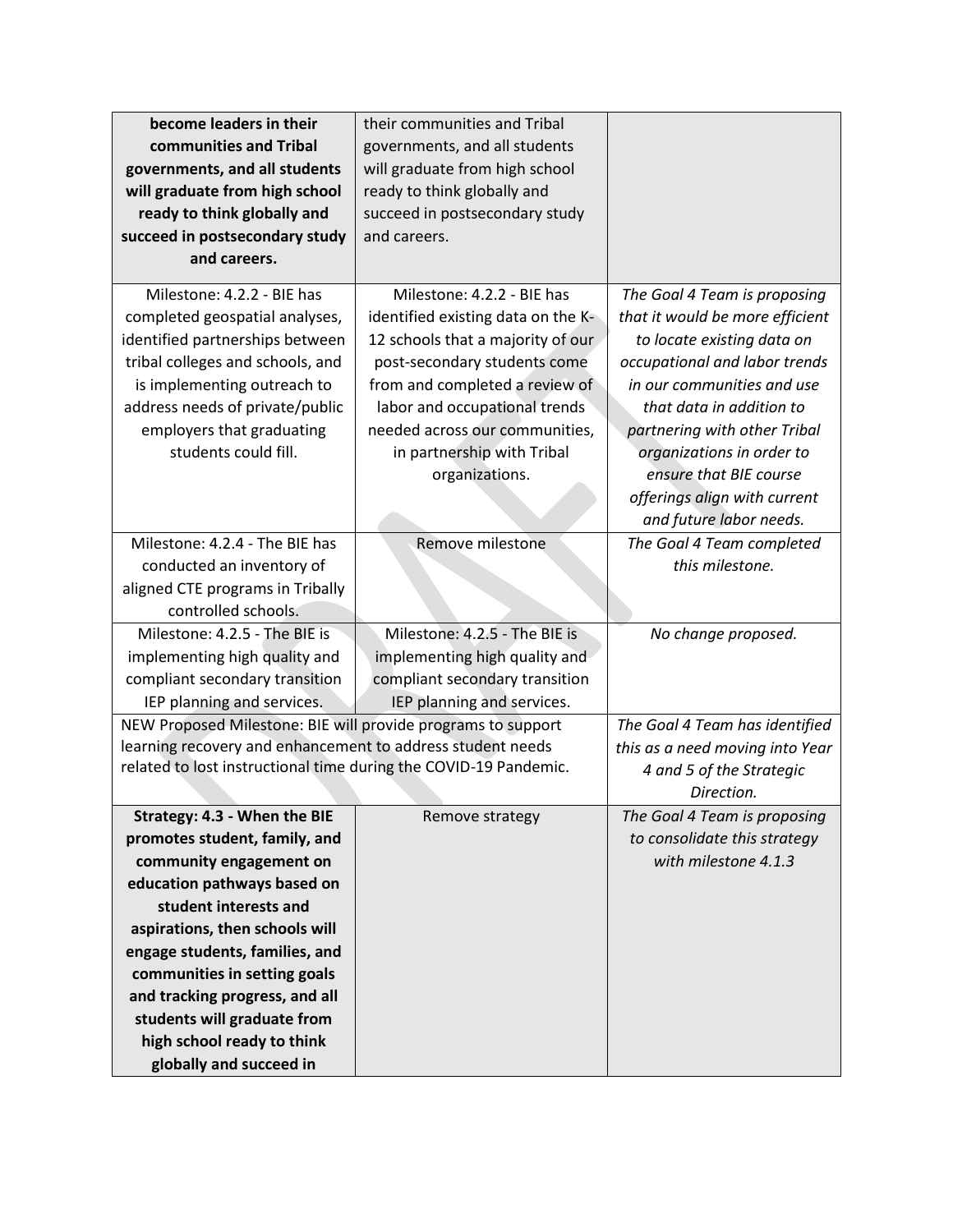| | | |
|---|---|---|
| **become leaders in their communities and Tribal governments, and all students will graduate from high school ready to think globally and succeed in postsecondary study and careers.** | their communities and Tribal governments, and all students will graduate from high school ready to think globally and succeed in postsecondary study and careers. | |
| Milestone: 4.2.2 - BIE has completed geospatial analyses, identified partnerships between tribal colleges and schools, and is implementing outreach to address needs of private/public employers that graduating students could fill. | Milestone: 4.2.2 - BIE has identified existing data on the K-12 schools that a majority of our post-secondary students come from and completed a review of labor and occupational trends needed across our communities, in partnership with Tribal organizations. | *The Goal 4 Team is proposing that it would be more efficient to locate existing data on occupational and labor trends in our communities and use that data in addition to partnering with other Tribal organizations in order to ensure that BIE course offerings align with current and future labor needs.* |
| Milestone: 4.2.4 - The BIE has conducted an inventory of aligned CTE programs in Tribally controlled schools. | Remove milestone | *The Goal 4 Team completed this milestone.* |
| Milestone: 4.2.5 - The BIE is implementing high quality and compliant secondary transition IEP planning and services. | Milestone: 4.2.5 - The BIE is implementing high quality and compliant secondary transition IEP planning and services. | *No change proposed.* |
| NEW Proposed Milestone: BIE will provide programs to support learning recovery and enhancement to address student needs related to lost instructional time during the COVID-19 Pandemic. | | *The Goal 4 Team has identified this as a need moving into Year 4 and 5 of the Strategic Direction.* |
| **Strategy: 4.3 - When the BIE promotes student, family, and community engagement on education pathways based on student interests and aspirations, then schools will engage students, families, and communities in setting goals and tracking progress, and all students will graduate from high school ready to think globally and succeed in** | Remove strategy | *The Goal 4 Team is proposing to consolidate this strategy with milestone 4.1.3* |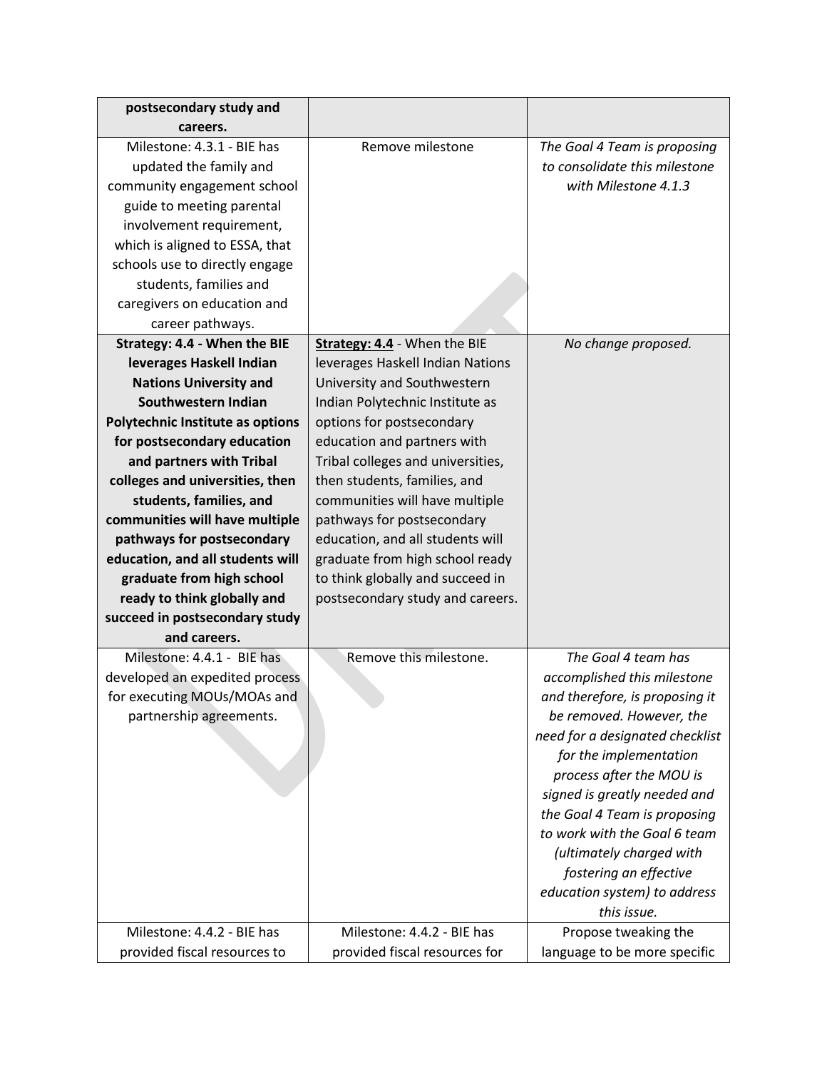| | | |
|---|---|---|
| **postsecondary study and careers.** | | |
| Milestone: 4.3.1 - BIE has updated the family and community engagement school guide to meeting parental involvement requirement, which is aligned to ESSA, that schools use to directly engage students, families and caregivers on education and career pathways. | Remove milestone | *The Goal 4 Team is proposing to consolidate this milestone with Milestone 4.1.3* |
| **Strategy: 4.4 - When the BIE leverages Haskell Indian Nations University and Southwestern Indian Polytechnic Institute as options for postsecondary education and partners with Tribal colleges and universities, then students, families, and communities will have multiple pathways for postsecondary education, and all students will graduate from high school ready to think globally and succeed in postsecondary study and careers.** | **Strategy: 4.4** - When the BIE leverages Haskell Indian Nations University and Southwestern Indian Polytechnic Institute as options for postsecondary education and partners with Tribal colleges and universities, then students, families, and communities will have multiple pathways for postsecondary education, and all students will graduate from high school ready to think globally and succeed in postsecondary study and careers. | *No change proposed.* |
| Milestone: 4.4.1 - BIE has developed an expedited process for executing MOUs/MOAs and partnership agreements. | Remove this milestone. | *The Goal 4 team has accomplished this milestone and therefore, is proposing it be removed. However, the need for a designated checklist for the implementation process after the MOU is signed is greatly needed and the Goal 4 Team is proposing to work with the Goal 6 team (ultimately charged with fostering an effective education system) to address this issue.* |
| Milestone: 4.4.2 - BIE has provided fiscal resources to | Milestone: 4.4.2 - BIE has provided fiscal resources for | Propose tweaking the language to be more specific |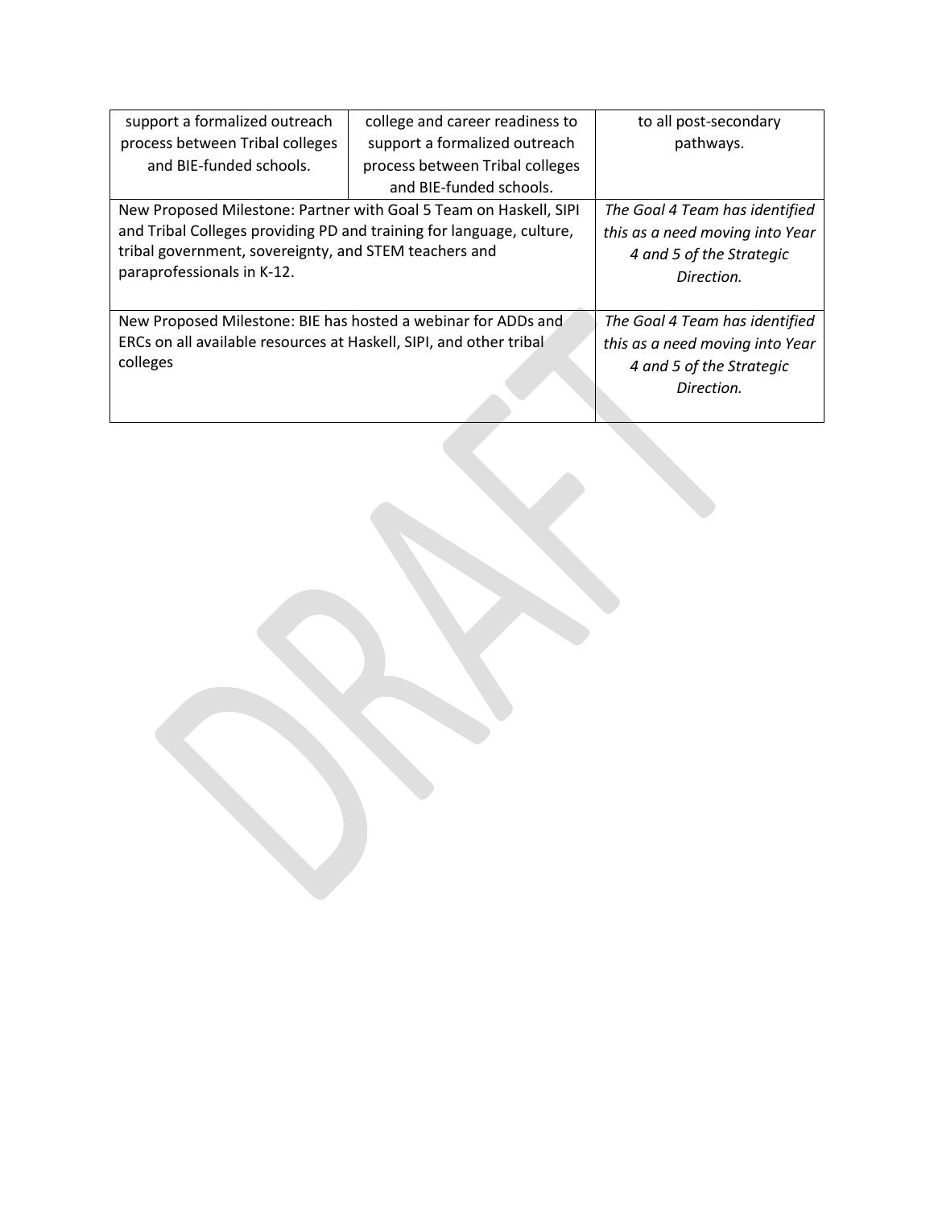| | | |
|---|---|---|
| support a formalized outreach process between Tribal colleges and BIE-funded schools. | college and career readiness to support a formalized outreach process between Tribal colleges and BIE-funded schools. | to all post-secondary pathways. |
| New Proposed Milestone: Partner with Goal 5 Team on Haskell, SIPI and Tribal Colleges providing PD and training for language, culture, tribal government, sovereignty, and STEM teachers and paraprofessionals in K-12. | | *The Goal 4 Team has identified this as a need moving into Year 4 and 5 of the Strategic Direction.* |
| New Proposed Milestone: BIE has hosted a webinar for ADDs and ERCs on all available resources at Haskell, SIPI, and other tribal colleges | | *The Goal 4 Team has identified this as a need moving into Year 4 and 5 of the Strategic Direction.* |